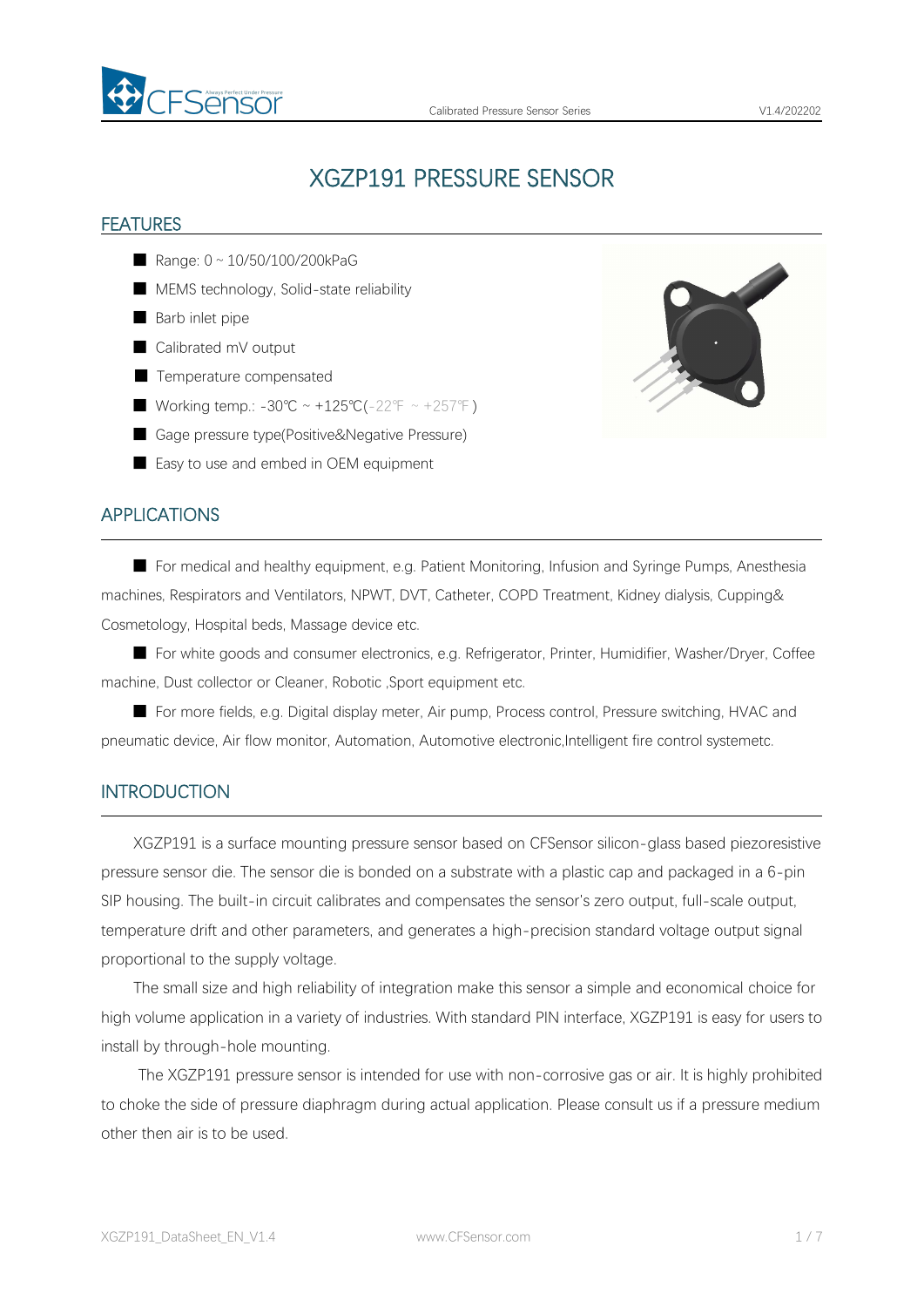# XGZP191 PRESSURE SENSOR

## FEATURES

- Range: 0 ~ 10/50/100/200kPaG
- MEMS technology, Solid-state reliability
- Barb inlet pipe
- Calibrated mV output
- Temperature compensated
- Working temp.: -30℃ ~ +125℃(-22℉ ~ +257℉)
- Gage pressure type(Positive&Negative Pressure)
- Easy to use and embed in OEM equipment

## APPLICATIONS

- For medical and healthy equipment, e.g. Patient Monitoring, Infusion and Syringe Pumps, Anesthesia machines, Respirators and Ventilators, NPWT, DVT, Catheter, COPD Treatment, Kidney dialysis, Cupping& Cosmetology, Hospital beds, Massage device etc.
- For white goods and consumer electronics, e.g. Refrigerator, Printer, Humidifier, Washer/Dryer, Coffee machine, Dust collector or Cleaner, Robotic ,Sport equipment etc.
- For more fields, e.g. Digital display meter, Air pump, Process control, Pressure switching, HVAC and pneumatic device, Air flow monitor, Automation, Automotive electronic,Intelligent fire control systemetc.

## INTRODUCTION

XGZP191 is a surface mounting pressure sensor based on CFSensor silicon-glass based piezoresistive pressure sensor die. The sensor die is bonded on a substrate with a plastic cap and packaged in a 6-pin SIP housing. The built-in circuit calibrates and compensates the sensor's zero output, full-scale output, temperature drift and other parameters, and generates a high-precision standard voltage output signal proportional to the supply voltage.

The small size and high reliability of integration make this sensor a simple and economical choice for high volume application in a variety of industries. With standard PIN interface, XGZP191 is easy for users to install by through-hole mounting.

The XGZP191 pressure sensor is intended for use with non-corrosive gas or air. It is highly prohibited to choke the side of pressure diaphragm during actual application. Please consult us if a pressure medium other then air is to be used.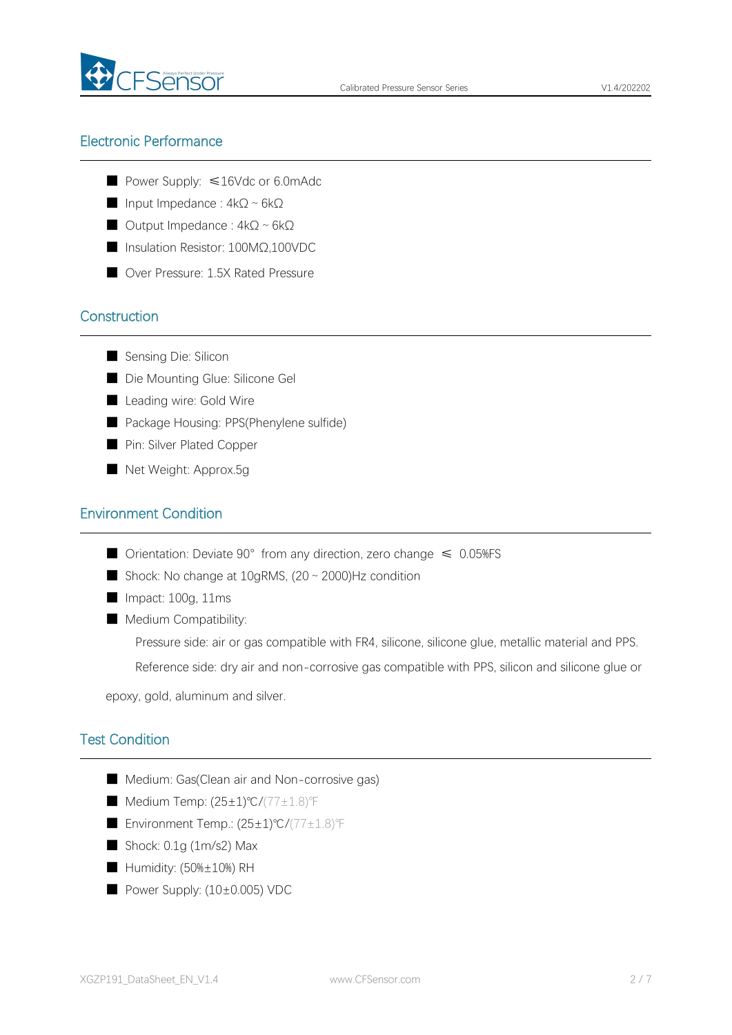## Electronic Performance

- Power Supply: ≤16Vdc or 6.0mAdc
- Input Impedance : 4kΩ ~ 6kΩ
- Output Impedance : 4kΩ ~ 6kΩ
- Insulation Resistor: 100MΩ,100VDC
- Over Pressure: 1.5X Rated Pressure

## Construction

- Sensing Die: Silicon
- Die Mounting Glue: Silicone Gel
- Leading wire: Gold Wire
- Package Housing: PPS(Phenylene sulfide)
- Pin: Silver Plated Copper
- Net Weight: Approx.5g

## Environment Condition

- Orientation: Deviate 90° from any direction, zero change ≤ 0.05%FS
- Shock: No change at 10gRMS, (20 ~ 2000)Hz condition
- Impact: 100g, 11ms
- Medium Compatibility:

  Pressure side: air or gas compatible with FR4, silicone, silicone glue, metallic material and PPS.

  Reference side: dry air and non-corrosive gas compatible with PPS, silicon and silicone glue or epoxy, gold, aluminum and silver.

## Test Condition

- Medium: Gas(Clean air and Non-corrosive gas)
- Medium Temp: (25±1)℃/(77±1.8)℉
- Environment Temp.: (25±1)℃/(77±1.8)℉
- Shock: 0.1g (1m/s2) Max
- Humidity: (50%±10%) RH
- Power Supply: (10±0.005) VDC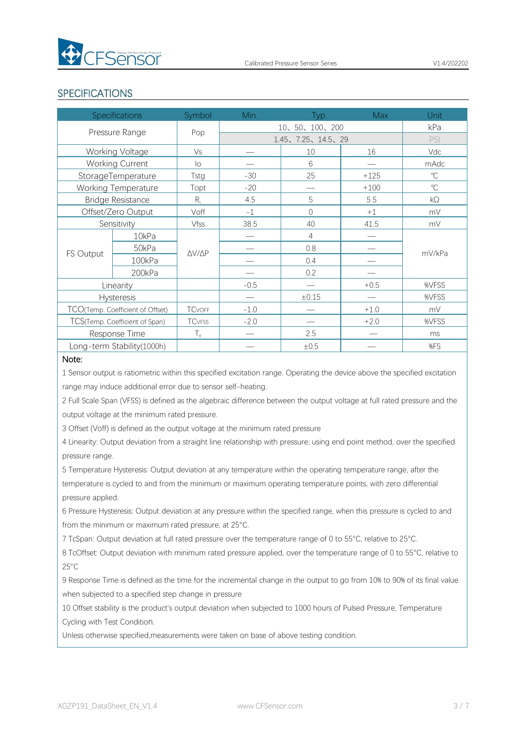## SPECIFICATIONS

| Specifications | | Symbol | Min. | Typ. | Max | Unit |
|---|---|---|---|---|---|---|
| Pressure Range | | Pop | 10、50、100、200 | | | kPa |
| | | | 1.45、7.25、14.5、29 | | | PSI |
| Working Voltage | | Vs | — | 10 | 16 | Vdc |
| Working Current | | Io | — | 6 | — | mAdc |
| StorageTemperature | | Tstg | -30 | 25 | +125 | ℃ |
| Working Temperature | | Topt | -20 | — | +100 | ℃ |
| Bridge Resistance | | $R_L$ | 4.5 | 5 | 5.5 | kΩ |
| Offset/Zero Output | | Voff | -1 | 0 | +1 | mV |
| Sensitivity | | Vfss | 38.5 | 40 | 41.5 | mV |
| FS Output | 10kPa | ΔV/ΔP | — | 4 | — | mV/kPa |
| | 50kPa | | — | 0.8 | — | |
| | 100kPa | | — | 0.4 | — | |
| | 200kPa | | — | 0.2 | — | |
| Linearity | | | -0.5 | — | +0.5 | %VFSS |
| Hysteresis | | | — | ±0.15 | — | %VFSS |
| TCO(Temp. Coefficient of Offset) | | TCVOFF | -1.0 | — | +1.0 | mV |
| TCS(Temp. Coefficient of Span) | | TCVFSS | -2.0 | — | +2.0 | %VFSS |
| Response Time | | $T_R$ | — | 2.5 | — | ms |
| Long-term Stability(1000h) | | | — | ±0.5 | — | %FS |

Note:

1 Sensor output is ratiometric within this specified excitation range. Operating the device above the specified excitation range may induce additional error due to sensor self-heating.

2 Full Scale Span (VFSS) is defined as the algebraic difference between the output voltage at full rated pressure and the output voltage at the minimum rated pressure.

3 Offset (Voff) is defined as the output voltage at the minimum rated pressure

4 Linearity: Output deviation from a straight line relationship with pressure, using end point method, over the specified pressure range.

5 Temperature Hysteresis: Output deviation at any temperature within the operating temperature range, after the temperature is cycled to and from the minimum or maximum operating temperature points, with zero differential pressure applied.

6 Pressure Hysteresis: Output deviation at any pressure within the specified range, when this pressure is cycled to and from the minimum or maximum rated pressure, at 25°C.

7 TcSpan: Output deviation at full rated pressure over the temperature range of 0 to 55°C, relative to 25°C.

8 TcOffset: Output deviation with minimum rated pressure applied, over the temperature range of 0 to 55°C, relative to 25°C

9 Response Time is defined as the time for the incremental change in the output to go from 10% to 90% of its final value when subjected to a specified step change in pressure

10 Offset stability is the product's output deviation when subjected to 1000 hours of Pulsed Pressure, Temperature Cycling with Test Condition.

Unless otherwise specified,measurements were taken on base of above testing condition.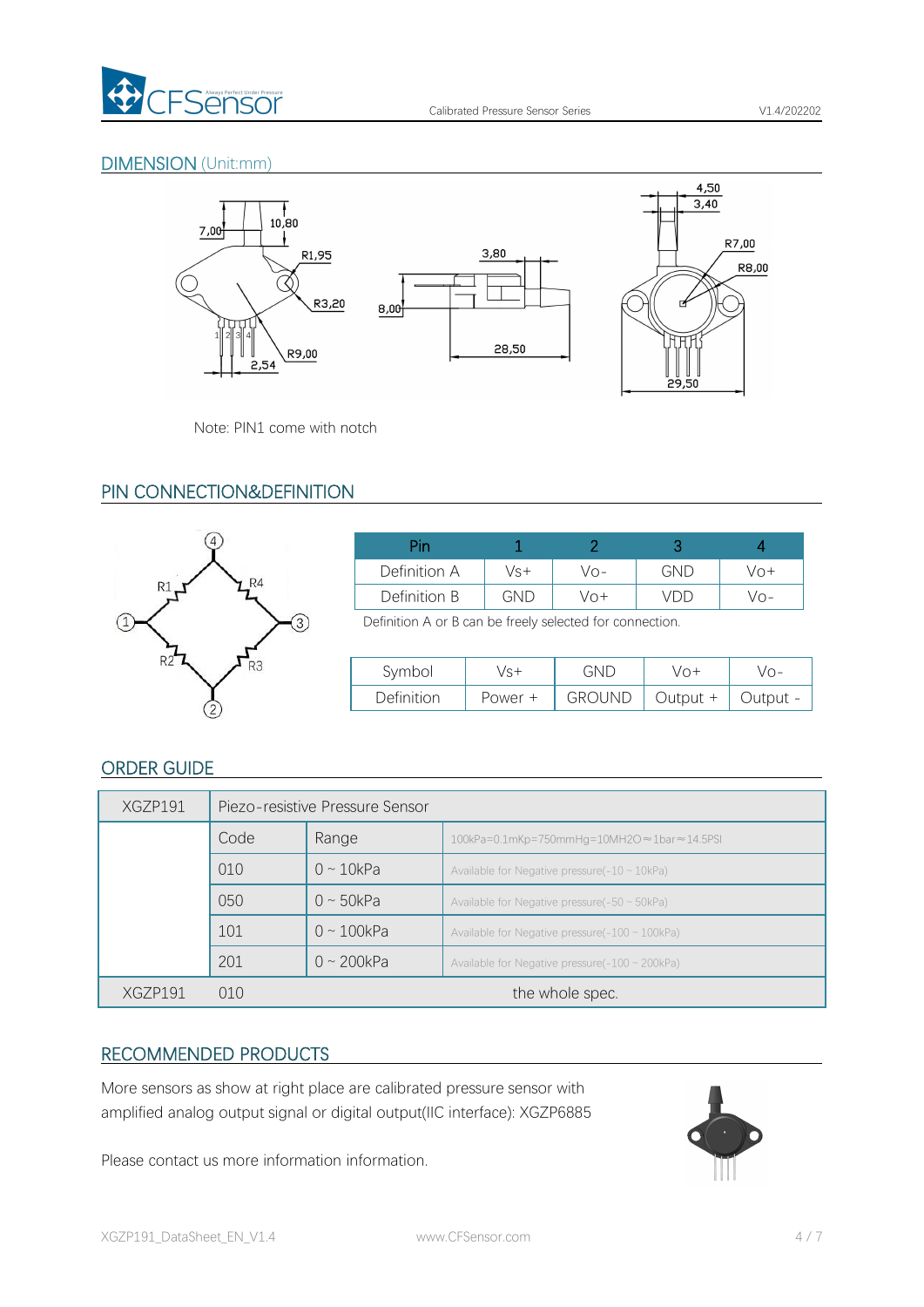## DIMENSION (Unit:mm)

Note: PIN1 come with notch

## PIN CONNECTION&DEFINITION

| Pin | 1 | 2 | 3 | 4 |
|---|---|---|---|---|
| Definition A | Vs+ | Vo- | GND | Vo+ |
| Definition B | GND | Vo+ | VDD | Vo- |

Definition A or B can be freely selected for connection.

| Symbol | Vs+ | GND | Vo+ | Vo- |
|---|---|---|---|---|
| Definition | Power + | GROUND | Output + | Output - |

## ORDER GUIDE

| XGZP191 | Piezo-resistive Pressure Sensor | | |
|---|---|---|---|
| | Code | Range | 100kPa=0.1mKp=750mmHg=10MH2O≈1bar≈14.5PSI |
| | 010 | 0 ~ 10kPa | Available for Negative pressure(-10 ~ 10kPa) |
| | 050 | 0 ~ 50kPa | Available for Negative pressure(-50 ~ 50kPa) |
| | 101 | 0 ~ 100kPa | Available for Negative pressure(-100 ~ 100kPa) |
| | 201 | 0 ~ 200kPa | Available for Negative pressure(-100 ~ 200kPa) |
| XGZP191 | 010 | the whole spec. | |

## RECOMMENDED PRODUCTS

More sensors as show at right place are calibrated pressure sensor with amplified analog output signal or digital output(IIC interface): XGZP6885

Please contact us more information information.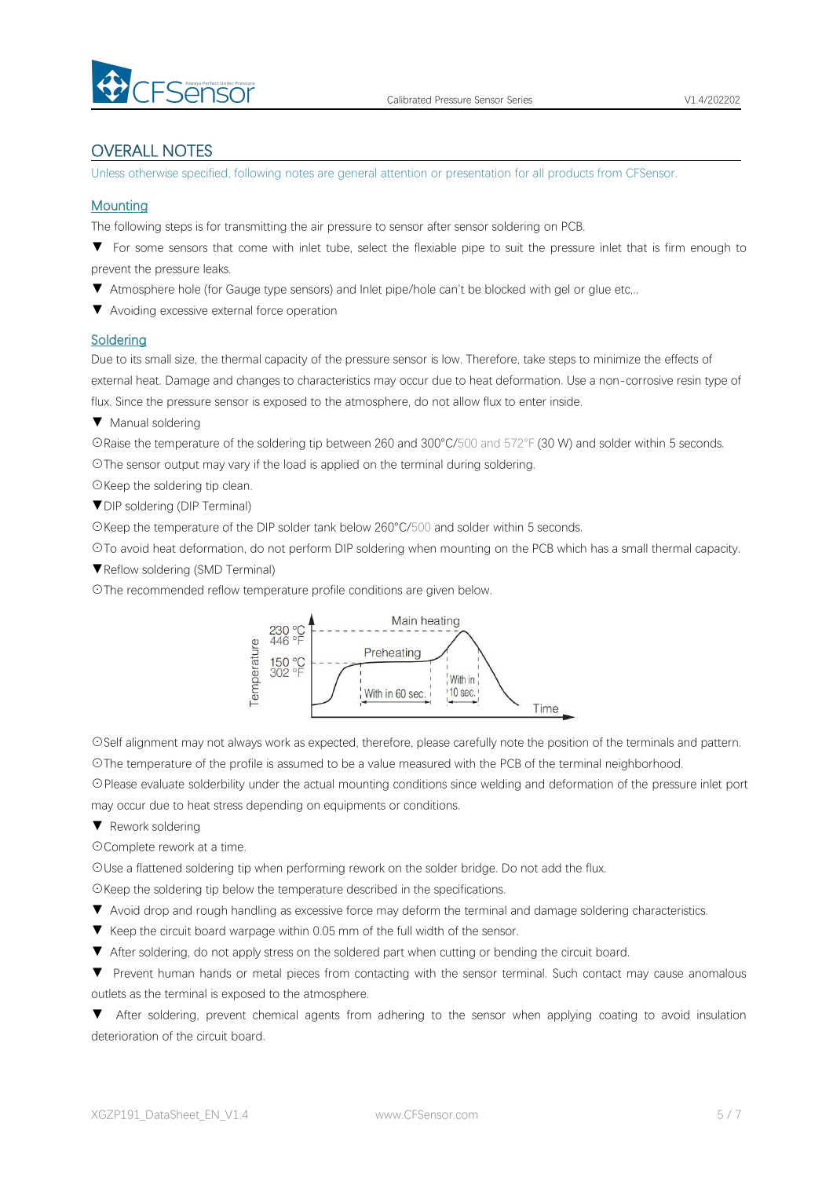## OVERALL NOTES

Unless otherwise specified, following notes are general attention or presentation for all products from CFSensor.

### Mounting

The following steps is for transmitting the air pressure to sensor after sensor soldering on PCB.

▼ For some sensors that come with inlet tube, select the flexiable pipe to suit the pressure inlet that is firm enough to prevent the pressure leaks.

▼ Atmosphere hole (for Gauge type sensors) and Inlet pipe/hole can't be blocked with gel or glue etc,..

▼ Avoiding excessive external force operation

### Soldering

Due to its small size, the thermal capacity of the pressure sensor is low. Therefore, take steps to minimize the effects of external heat. Damage and changes to characteristics may occur due to heat deformation. Use a non-corrosive resin type of flux. Since the pressure sensor is exposed to the atmosphere, do not allow flux to enter inside.

▼ Manual soldering

⊙Raise the temperature of the soldering tip between 260 and 300°C/500 and 572°F (30 W) and solder within 5 seconds.

⊙The sensor output may vary if the load is applied on the terminal during soldering.

⊙Keep the soldering tip clean.

▼DIP soldering (DIP Terminal)

⊙Keep the temperature of the DIP solder tank below 260°C/500 and solder within 5 seconds.

⊙To avoid heat deformation, do not perform DIP soldering when mounting on the PCB which has a small thermal capacity.

▼Reflow soldering (SMD Terminal)

⊙The recommended reflow temperature profile conditions are given below.

Temperature: 230 °C / 446 °F; 150 °C / 302 °F. Preheating: With in 60 sec. Main heating: With in 10 sec. Time

⊙Self alignment may not always work as expected, therefore, please carefully note the position of the terminals and pattern.

⊙The temperature of the profile is assumed to be a value measured with the PCB of the terminal neighborhood.

⊙Please evaluate solderbility under the actual mounting conditions since welding and deformation of the pressure inlet port may occur due to heat stress depending on equipments or conditions.

▼ Rework soldering

⊙Complete rework at a time.

⊙Use a flattened soldering tip when performing rework on the solder bridge. Do not add the flux.

⊙Keep the soldering tip below the temperature described in the specifications.

▼ Avoid drop and rough handling as excessive force may deform the terminal and damage soldering characteristics.

▼ Keep the circuit board warpage within 0.05 mm of the full width of the sensor.

▼ After soldering, do not apply stress on the soldered part when cutting or bending the circuit board.

▼ Prevent human hands or metal pieces from contacting with the sensor terminal. Such contact may cause anomalous outlets as the terminal is exposed to the atmosphere.

▼ After soldering, prevent chemical agents from adhering to the sensor when applying coating to avoid insulation deterioration of the circuit board.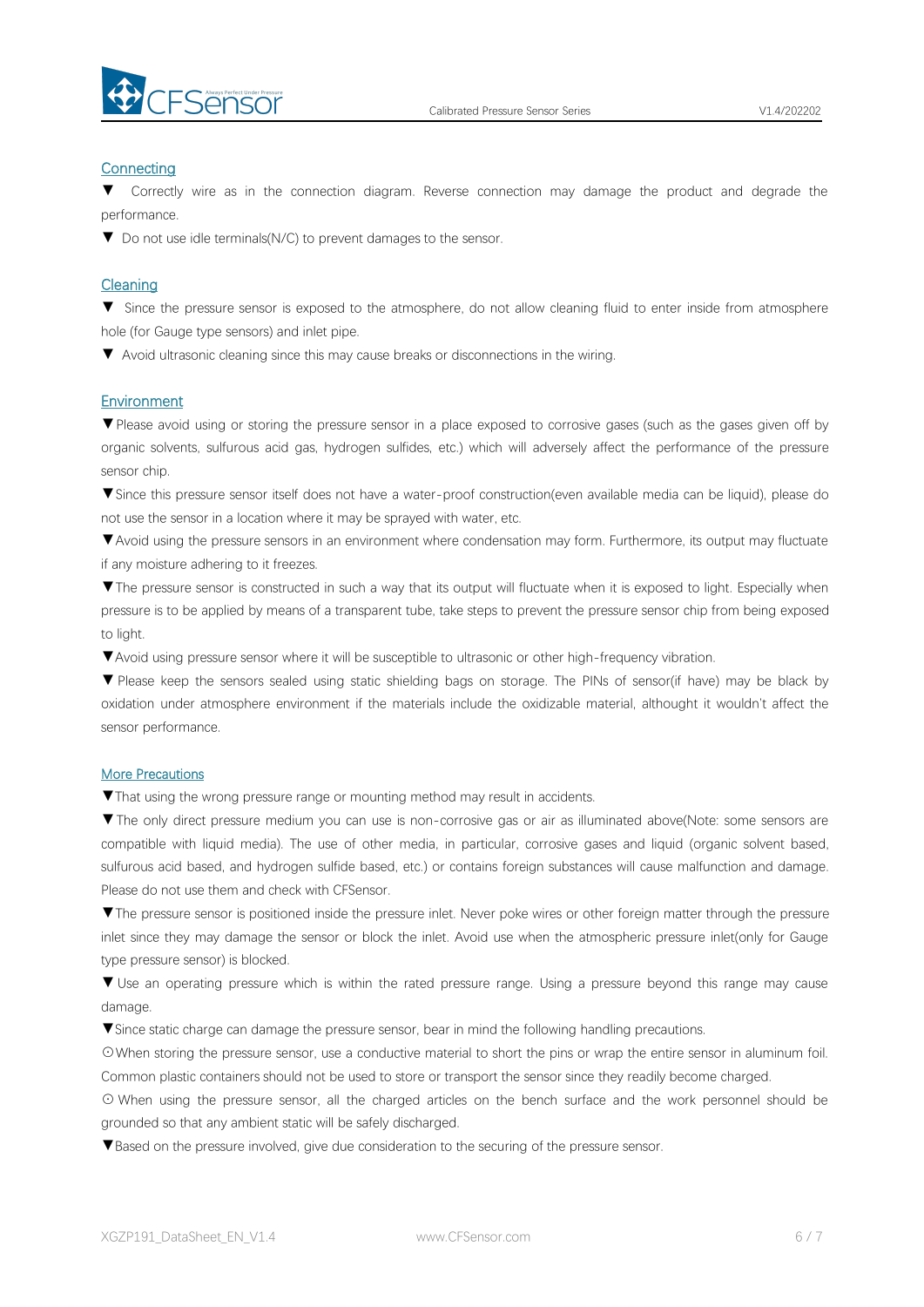## Connecting

▼ Correctly wire as in the connection diagram. Reverse connection may damage the product and degrade the performance.

▼ Do not use idle terminals(N/C) to prevent damages to the sensor.

## Cleaning

▼ Since the pressure sensor is exposed to the atmosphere, do not allow cleaning fluid to enter inside from atmosphere hole (for Gauge type sensors) and inlet pipe.

▼ Avoid ultrasonic cleaning since this may cause breaks or disconnections in the wiring.

## Environment

▼Please avoid using or storing the pressure sensor in a place exposed to corrosive gases (such as the gases given off by organic solvents, sulfurous acid gas, hydrogen sulfides, etc.) which will adversely affect the performance of the pressure sensor chip.

▼Since this pressure sensor itself does not have a water-proof construction(even available media can be liquid), please do not use the sensor in a location where it may be sprayed with water, etc.

▼Avoid using the pressure sensors in an environment where condensation may form. Furthermore, its output may fluctuate if any moisture adhering to it freezes.

▼The pressure sensor is constructed in such a way that its output will fluctuate when it is exposed to light. Especially when pressure is to be applied by means of a transparent tube, take steps to prevent the pressure sensor chip from being exposed to light.

▼Avoid using pressure sensor where it will be susceptible to ultrasonic or other high-frequency vibration.

▼ Please keep the sensors sealed using static shielding bags on storage. The PINs of sensor(if have) may be black by oxidation under atmosphere environment if the materials include the oxidizable material, althought it wouldn't affect the sensor performance.

## More Precautions

▼That using the wrong pressure range or mounting method may result in accidents.

▼The only direct pressure medium you can use is non-corrosive gas or air as illuminated above(Note: some sensors are compatible with liquid media). The use of other media, in particular, corrosive gases and liquid (organic solvent based, sulfurous acid based, and hydrogen sulfide based, etc.) or contains foreign substances will cause malfunction and damage. Please do not use them and check with CFSensor.

▼The pressure sensor is positioned inside the pressure inlet. Never poke wires or other foreign matter through the pressure inlet since they may damage the sensor or block the inlet. Avoid use when the atmospheric pressure inlet(only for Gauge type pressure sensor) is blocked.

▼ Use an operating pressure which is within the rated pressure range. Using a pressure beyond this range may cause damage.

▼Since static charge can damage the pressure sensor, bear in mind the following handling precautions.

⊙When storing the pressure sensor, use a conductive material to short the pins or wrap the entire sensor in aluminum foil. Common plastic containers should not be used to store or transport the sensor since they readily become charged.

⊙ When using the pressure sensor, all the charged articles on the bench surface and the work personnel should be grounded so that any ambient static will be safely discharged.

▼Based on the pressure involved, give due consideration to the securing of the pressure sensor.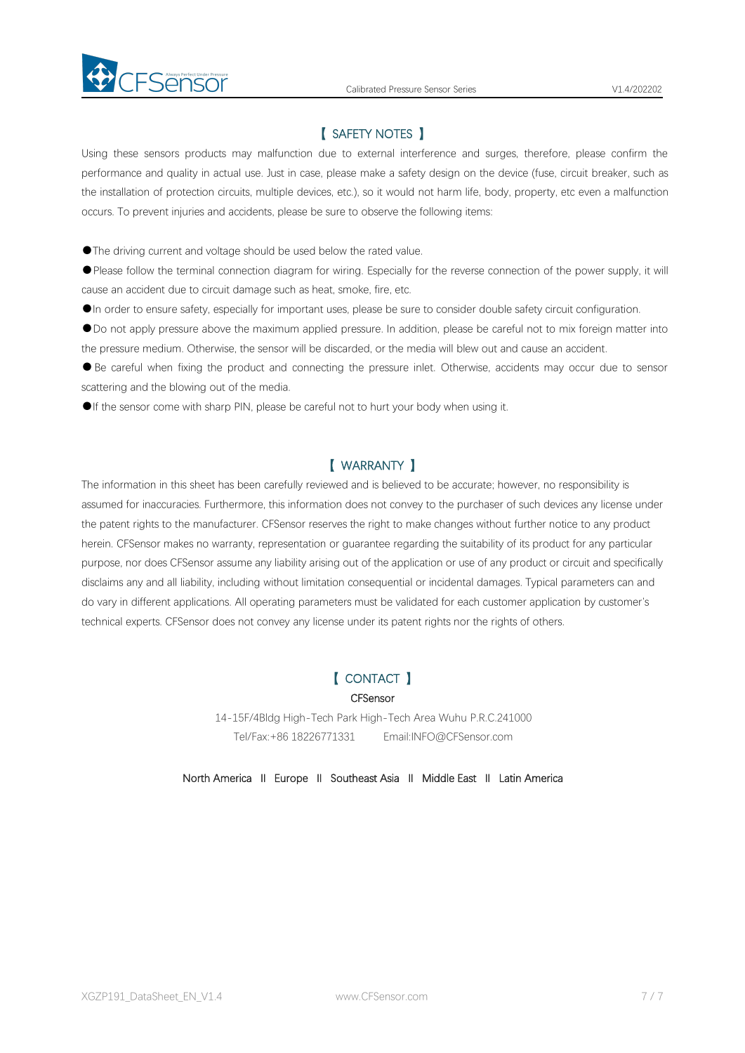## 【 SAFETY NOTES 】

Using these sensors products may malfunction due to external interference and surges, therefore, please confirm the performance and quality in actual use. Just in case, please make a safety design on the device (fuse, circuit breaker, such as the installation of protection circuits, multiple devices, etc.), so it would not harm life, body, property, etc even a malfunction occurs. To prevent injuries and accidents, please be sure to observe the following items:

- The driving current and voltage should be used below the rated value.
- Please follow the terminal connection diagram for wiring. Especially for the reverse connection of the power supply, it will cause an accident due to circuit damage such as heat, smoke, fire, etc.
- In order to ensure safety, especially for important uses, please be sure to consider double safety circuit configuration.
- Do not apply pressure above the maximum applied pressure. In addition, please be careful not to mix foreign matter into the pressure medium. Otherwise, the sensor will be discarded, or the media will blew out and cause an accident.
- Be careful when fixing the product and connecting the pressure inlet. Otherwise, accidents may occur due to sensor scattering and the blowing out of the media.
- If the sensor come with sharp PIN, please be careful not to hurt your body when using it.

## 【 WARRANTY 】

The information in this sheet has been carefully reviewed and is believed to be accurate; however, no responsibility is assumed for inaccuracies. Furthermore, this information does not convey to the purchaser of such devices any license under the patent rights to the manufacturer. CFSensor reserves the right to make changes without further notice to any product herein. CFSensor makes no warranty, representation or guarantee regarding the suitability of its product for any particular purpose, nor does CFSensor assume any liability arising out of the application or use of any product or circuit and specifically disclaims any and all liability, including without limitation consequential or incidental damages. Typical parameters can and do vary in different applications. All operating parameters must be validated for each customer application by customer's technical experts. CFSensor does not convey any license under its patent rights nor the rights of others.

## 【 CONTACT 】

CFSensor

14-15F/4Bldg High-Tech Park High-Tech Area Wuhu P.R.C.241000

Tel/Fax:+86 18226771331 Email:INFO@CFSensor.com

North America II Europe II Southeast Asia II Middle East II Latin America